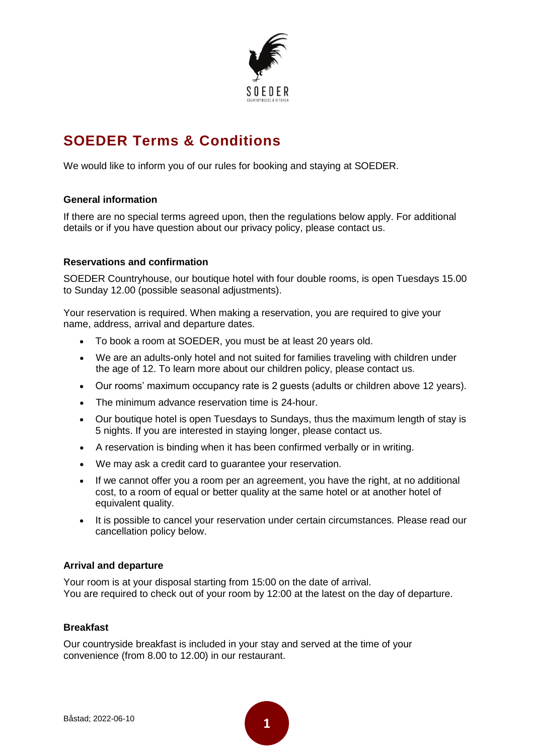# SOEDER Terms & Conditions

We would like to inform you of our rules for booking and staying at SOEDER.

**General information**

If there are no special terms agreed upon, then the regulations below apply. For additional details or if you have question about our privacy policy, please contact us.

**Reservations and confirmation**

SOEDER Countryhouse, our boutique hotel with four double rooms, is open Tuesdays 15.00 to Sunday 12.00 (possible seasonal adjustments).

Your reservation is required. When making a reservation, you are required to give your name, address, arrival and departure dates.

- To book a room at SOEDER, you must be at least 20 years old.
- We are an adults-only hotel and not suited for families traveling with children under the age of 12. To learn more about our children policy, please contact us.
- Our rooms' maximum occupancy rate is 2 guests (adults or children above 12 years).
- The minimum advance reservation time is 24-hour.
- Our boutique hotel is open Tuesdays to Sundays, thus the maximum length of stay is 5 nights. If you are interested in staying longer, please contact us.
- A reservation is binding when it has been confirmed verbally or in writing.
- We may ask a credit card to guarantee your reservation.
- If we cannot offer you a room per an agreement, you have the right, at no additional cost, to a room of equal or better quality at the same hotel or at another hotel of equivalent quality.
- It is possible to cancel your reservation under certain circumstances. Please read our cancellation policy below.

**Arrival and departure**

Your room is at your disposal starting from 15:00 on the date of arrival.
You are required to check out of your room by 12:00 at the latest on the day of departure.

**Breakfast**

Our countryside breakfast is included in your stay and served at the time of your convenience (from 8.00 to 12.00) in our restaurant.

Båstad; 2022-06-10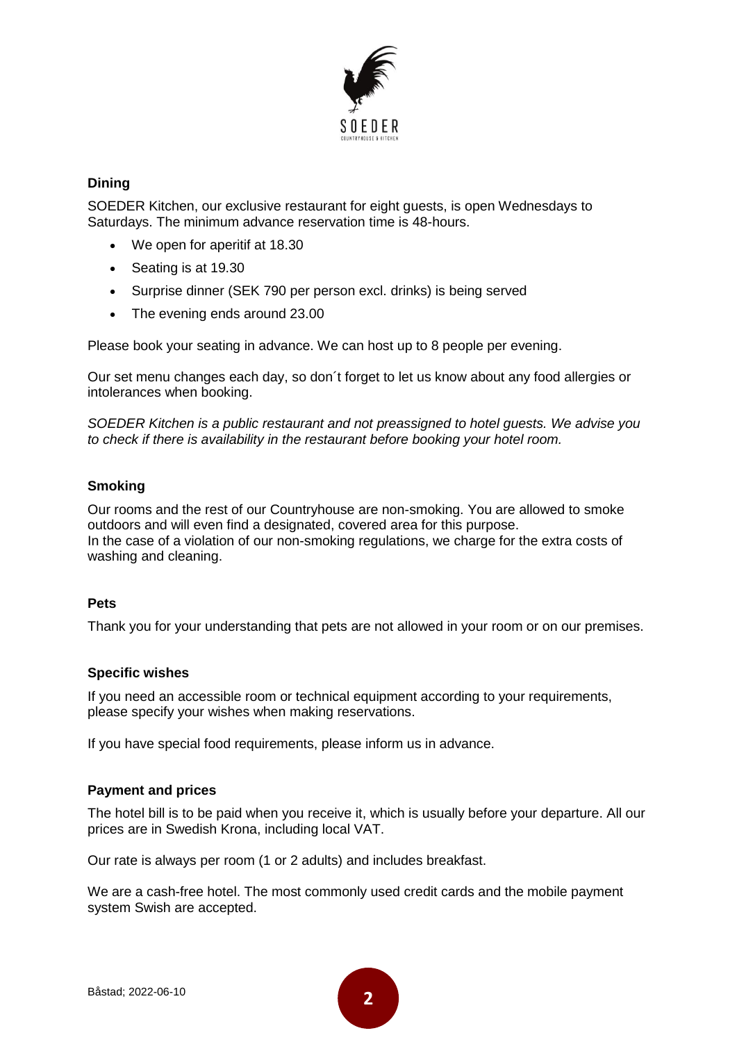## Dining

SOEDER Kitchen, our exclusive restaurant for eight guests, is open Wednesdays to Saturdays. The minimum advance reservation time is 48-hours.

- We open for aperitif at 18.30
- Seating is at 19.30
- Surprise dinner (SEK 790 per person excl. drinks) is being served
- The evening ends around 23.00

Please book your seating in advance. We can host up to 8 people per evening.

Our set menu changes each day, so don´t forget to let us know about any food allergies or intolerances when booking.

*SOEDER Kitchen is a public restaurant and not preassigned to hotel guests. We advise you to check if there is availability in the restaurant before booking your hotel room.*

## Smoking

Our rooms and the rest of our Countryhouse are non-smoking. You are allowed to smoke outdoors and will even find a designated, covered area for this purpose.
In the case of a violation of our non-smoking regulations, we charge for the extra costs of washing and cleaning.

## Pets

Thank you for your understanding that pets are not allowed in your room or on our premises.

## Specific wishes

If you need an accessible room or technical equipment according to your requirements, please specify your wishes when making reservations.

If you have special food requirements, please inform us in advance.

## Payment and prices

The hotel bill is to be paid when you receive it, which is usually before your departure. All our prices are in Swedish Krona, including local VAT.

Our rate is always per room (1 or 2 adults) and includes breakfast.

We are a cash-free hotel. The most commonly used credit cards and the mobile payment system Swish are accepted.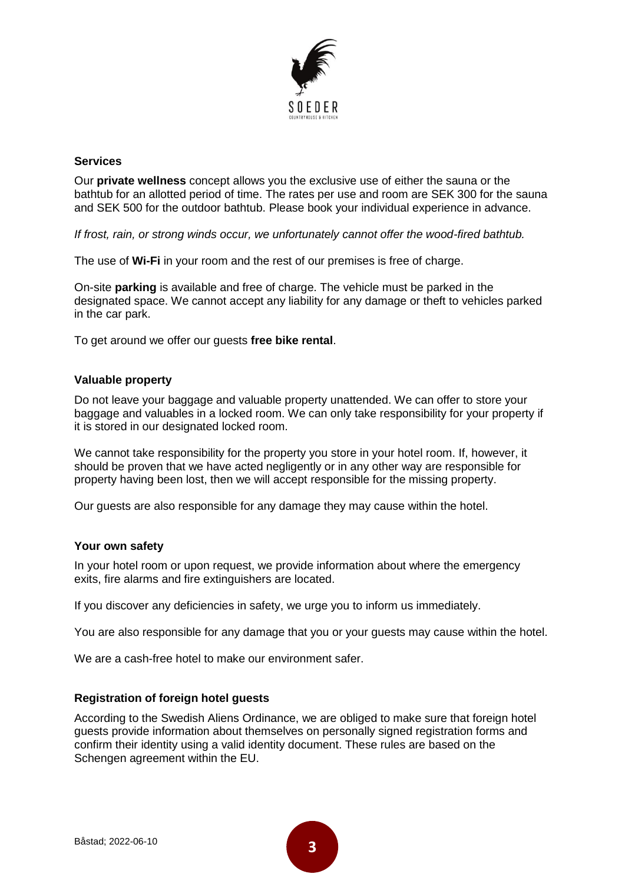## Services

Our **private wellness** concept allows you the exclusive use of either the sauna or the bathtub for an allotted period of time. The rates per use and room are SEK 300 for the sauna and SEK 500 for the outdoor bathtub. Please book your individual experience in advance.

*If frost, rain, or strong winds occur, we unfortunately cannot offer the wood-fired bathtub.*

The use of **Wi-Fi** in your room and the rest of our premises is free of charge.

On-site **parking** is available and free of charge. The vehicle must be parked in the designated space. We cannot accept any liability for any damage or theft to vehicles parked in the car park.

To get around we offer our guests **free bike rental**.

## Valuable property

Do not leave your baggage and valuable property unattended. We can offer to store your baggage and valuables in a locked room. We can only take responsibility for your property if it is stored in our designated locked room.

We cannot take responsibility for the property you store in your hotel room. If, however, it should be proven that we have acted negligently or in any other way are responsible for property having been lost, then we will accept responsible for the missing property.

Our guests are also responsible for any damage they may cause within the hotel.

## Your own safety

In your hotel room or upon request, we provide information about where the emergency exits, fire alarms and fire extinguishers are located.

If you discover any deficiencies in safety, we urge you to inform us immediately.

You are also responsible for any damage that you or your guests may cause within the hotel.

We are a cash-free hotel to make our environment safer.

## Registration of foreign hotel guests

According to the Swedish Aliens Ordinance, we are obliged to make sure that foreign hotel guests provide information about themselves on personally signed registration forms and confirm their identity using a valid identity document. These rules are based on the Schengen agreement within the EU.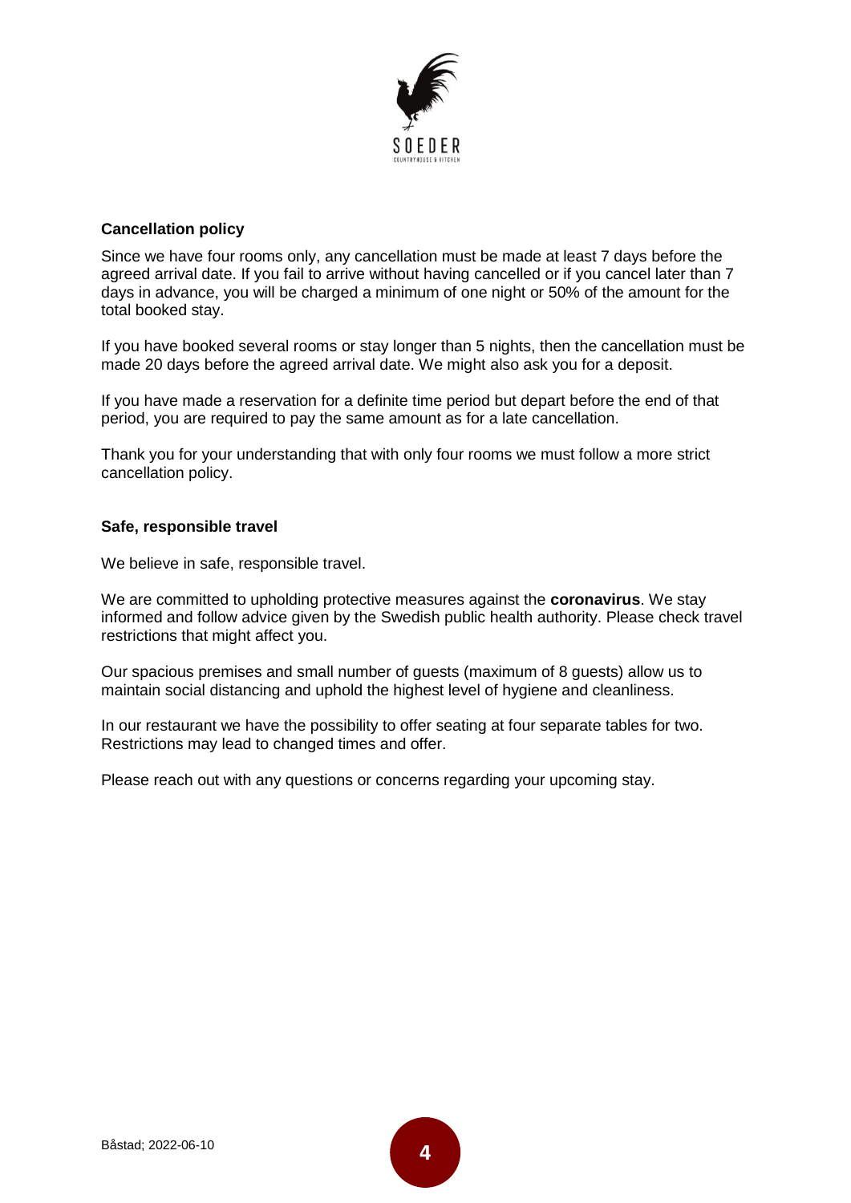## Cancellation policy

Since we have four rooms only, any cancellation must be made at least 7 days before the agreed arrival date. If you fail to arrive without having cancelled or if you cancel later than 7 days in advance, you will be charged a minimum of one night or 50% of the amount for the total booked stay.

If you have booked several rooms or stay longer than 5 nights, then the cancellation must be made 20 days before the agreed arrival date. We might also ask you for a deposit.

If you have made a reservation for a definite time period but depart before the end of that period, you are required to pay the same amount as for a late cancellation.

Thank you for your understanding that with only four rooms we must follow a more strict cancellation policy.

## Safe, responsible travel

We believe in safe, responsible travel.

We are committed to upholding protective measures against the **coronavirus**. We stay informed and follow advice given by the Swedish public health authority. Please check travel restrictions that might affect you.

Our spacious premises and small number of guests (maximum of 8 guests) allow us to maintain social distancing and uphold the highest level of hygiene and cleanliness.

In our restaurant we have the possibility to offer seating at four separate tables for two. Restrictions may lead to changed times and offer.

Please reach out with any questions or concerns regarding your upcoming stay.